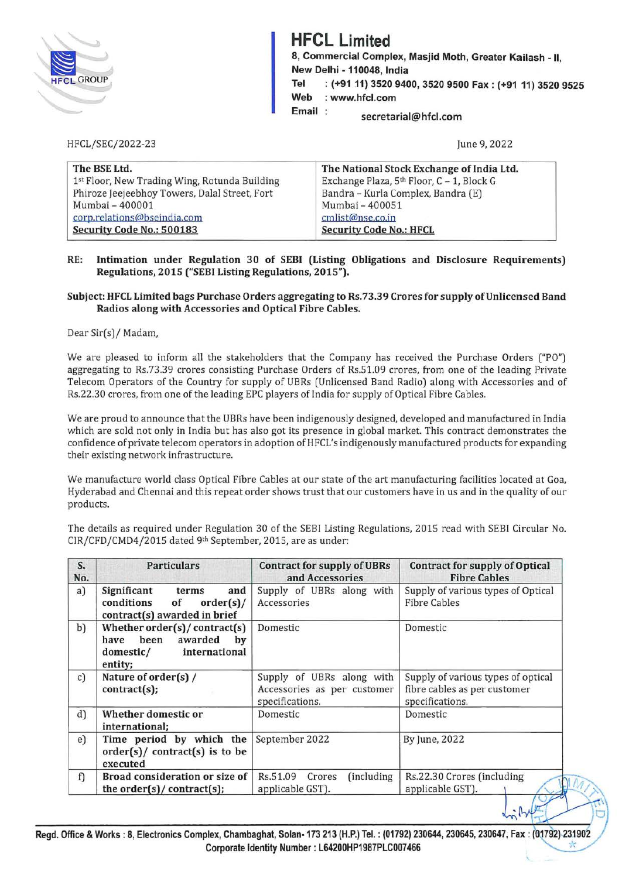# HFCL Limited

**8, Commercial Complex, Masjid Moth, Greater Kailash - II, New Delhi - 110048, India**
**Tel : (+91 11) 3520 9400, 3520 9500 Fax : (+91 11) 3520 9525**
**Web : www.hfcl.com**
**Email : secretarial@hfcl.com**

HFCL/SEC/2022-23

June 9, 2022

| The BSE Ltd. | The National Stock Exchange of India Ltd. |
|---|---|
| 1st Floor, New Trading Wing, Rotunda Building | Exchange Plaza, 5th Floor, C – 1, Block G |
| Phiroze Jeejeebhoy Towers, Dalal Street, Fort | Bandra – Kurla Complex, Bandra (E) |
| Mumbai – 400001 | Mumbai – 400051 |
| corp.relations@bseindia.com | cmlist@nse.co.in |
| **Security Code No.: 500183** | **Security Code No.: HFCL** |

**RE: Intimation under Regulation 30 of SEBI (Listing Obligations and Disclosure Requirements) Regulations, 2015 ("SEBI Listing Regulations, 2015").**

**Subject: HFCL Limited bags Purchase Orders aggregating to Rs.73.39 Crores for supply of Unlicensed Band Radios along with Accessories and Optical Fibre Cables.**

Dear Sir(s)/ Madam,

We are pleased to inform all the stakeholders that the Company has received the Purchase Orders ("PO") aggregating to Rs.73.39 crores consisting Purchase Orders of Rs.51.09 crores, from one of the leading Private Telecom Operators of the Country for supply of UBRs (Unlicensed Band Radio) along with Accessories and of Rs.22.30 crores, from one of the leading EPC players of India for supply of Optical Fibre Cables.

We are proud to announce that the UBRs have been indigenously designed, developed and manufactured in India which are sold not only in India but has also got its presence in global market. This contract demonstrates the confidence of private telecom operators in adoption of HFCL's indigenously manufactured products for expanding their existing network infrastructure.

We manufacture world class Optical Fibre Cables at our state of the art manufacturing facilities located at Goa, Hyderabad and Chennai and this repeat order shows trust that our customers have in us and in the quality of our products.

The details as required under Regulation 30 of the SEBI Listing Regulations, 2015 read with SEBI Circular No. CIR/CFD/CMD4/2015 dated 9th September, 2015, are as under:

| S. No. | Particulars | Contract for supply of UBRs and Accessories | Contract for supply of Optical Fibre Cables |
|---|---|---|---|
| a) | **Significant terms and conditions of order(s)/ contract(s) awarded in brief** | Supply of UBRs along with Accessories | Supply of various types of Optical Fibre Cables |
| b) | **Whether order(s)/ contract(s) have been awarded by domestic/ international entity;** | Domestic | Domestic |
| c) | **Nature of order(s) / contract(s);** | Supply of UBRs along with Accessories as per customer specifications. | Supply of various types of optical fibre cables as per customer specifications. |
| d) | **Whether domestic or international;** | Domestic | Domestic |
| e) | **Time period by which the order(s)/ contract(s) is to be executed** | September 2022 | By June, 2022 |
| f) | **Broad consideration or size of the order(s)/ contract(s);** | Rs.51.09 Crores (including applicable GST). | Rs.22.30 Crores (including applicable GST). |

**Regd. Office & Works : 8, Electronics Complex, Chambaghat, Solan- 173 213 (H.P.) Tel. : (01792) 230644, 230645, 230647, Fax : (01792) 231902**
**Corporate Identity Number : L64200HP1987PLC007466**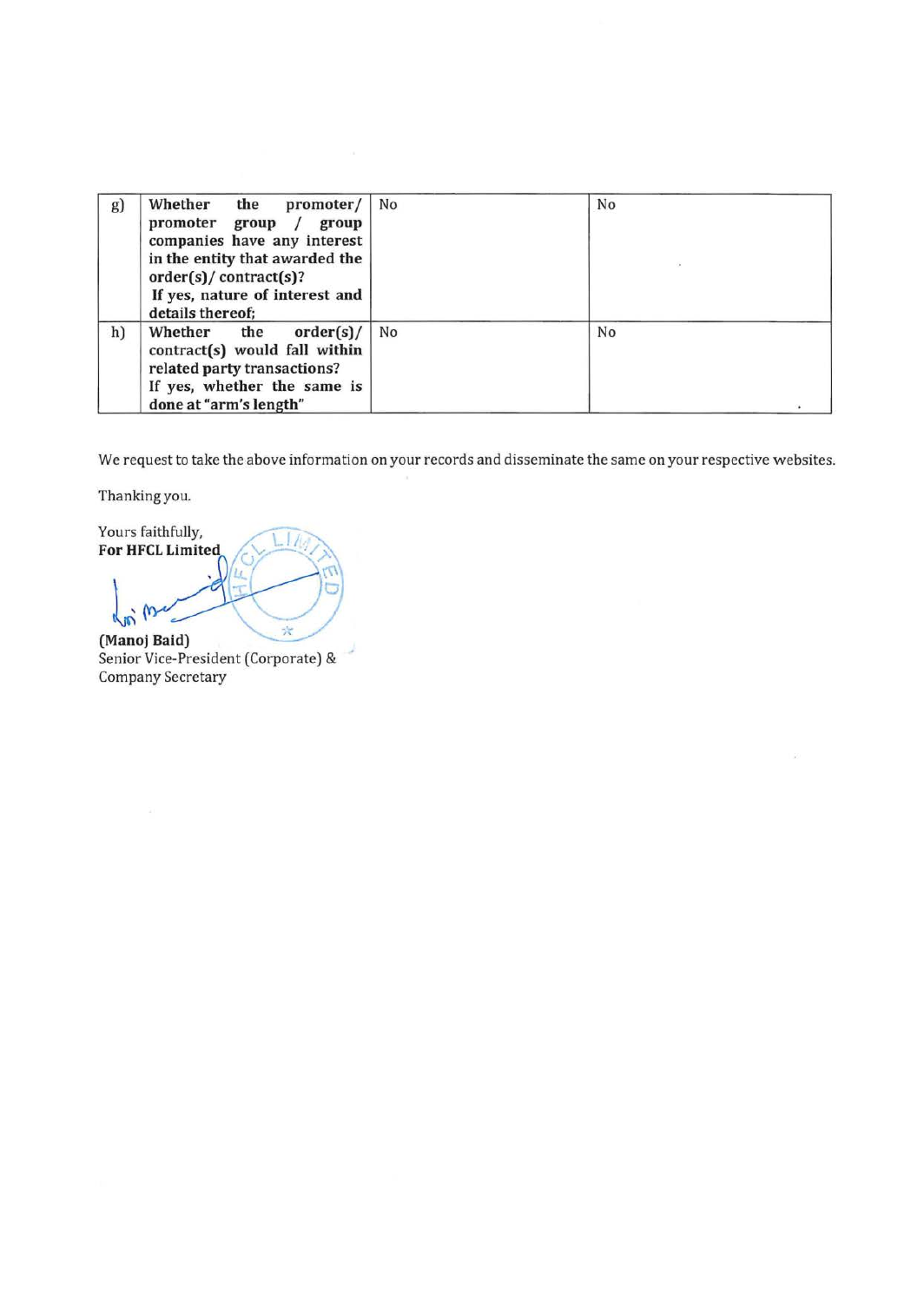| | | | |
|---|---|---|---|
| g) | **Whether the promoter/ promoter group / group companies have any interest in the entity that awarded the order(s)/ contract(s)?**<br>**If yes, nature of interest and details thereof;** | No | No |
| h) | **Whether the order(s)/ contract(s) would fall within related party transactions?**<br>**If yes, whether the same is done at "arm's length"** | No | No |

We request to take the above information on your records and disseminate the same on your respective websites.

Thanking you.

Yours faithfully,
**For HFCL Limited**

**(Manoj Baid)**
Senior Vice-President (Corporate) &
Company Secretary